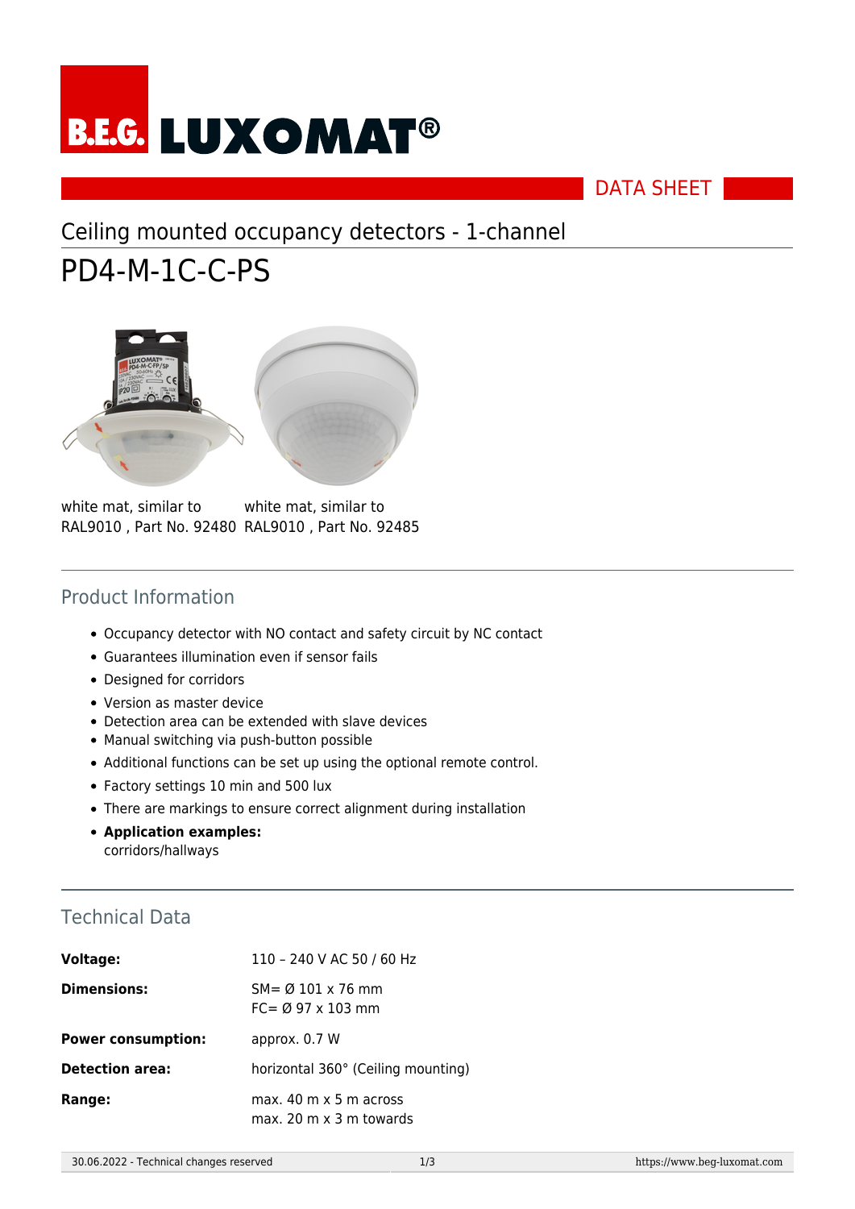# B.E.G. LUXOMAT®

DATA SHEET

## Ceiling mounted occupancy detectors - 1-channel

# PD4-M-1C-C-PS

| white mat, similar to RAL9010 , Part No. 92480 | white mat, similar to RAL9010 , Part No. 92485 |
| --- | --- |

## Product Information

- Occupancy detector with NO contact and safety circuit by NC contact
- Guarantees illumination even if sensor fails
- Designed for corridors
- Version as master device
- Detection area can be extended with slave devices
- Manual switching via push-button possible
- Additional functions can be set up using the optional remote control.
- Factory settings 10 min and 500 lux
- There are markings to ensure correct alignment during installation
- **Application examples:**
  corridors/hallways

## Technical Data

| | |
| --- | --- |
| **Voltage:** | 110 – 240 V AC 50 / 60 Hz |
| **Dimensions:** | SM= Ø 101 x 76 mm<br>FC= Ø 97 x 103 mm |
| **Power consumption:** | approx. 0.7 W |
| **Detection area:** | horizontal 360° (Ceiling mounting) |
| **Range:** | max. 40 m x 5 m across<br>max. 20 m x 3 m towards |

30.06.2022 - Technical changes reserved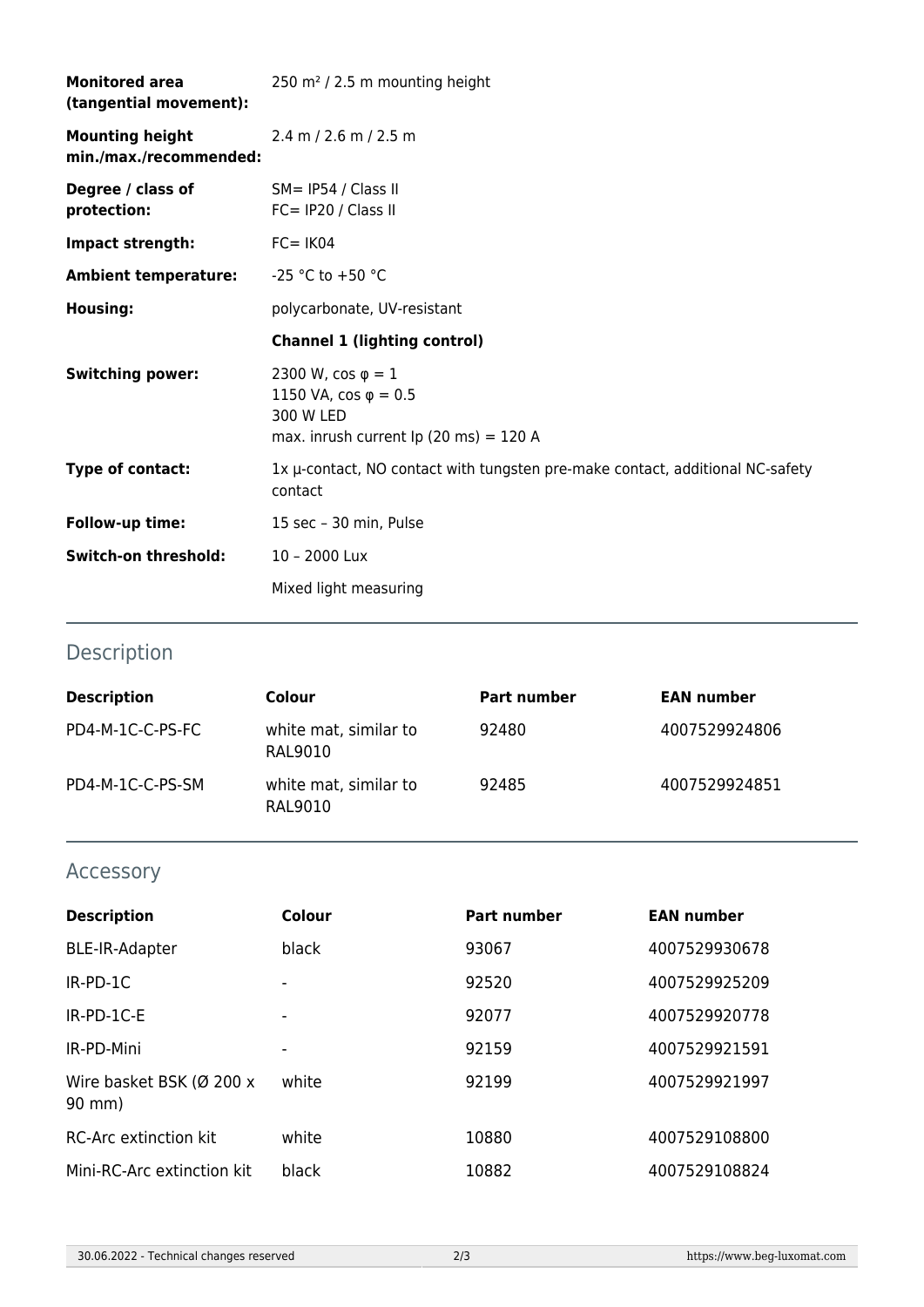| | |
|---|---|
| **Monitored area (tangential movement):** | 250 m² / 2.5 m mounting height |
| **Mounting height min./max./recommended:** | 2.4 m / 2.6 m / 2.5 m |
| **Degree / class of protection:** | SM= IP54 / Class II<br>FC= IP20 / Class II |
| **Impact strength:** | FC= IK04 |
| **Ambient temperature:** | -25 °C to +50 °C |
| **Housing:** | polycarbonate, UV-resistant |
| | **Channel 1 (lighting control)** |
| **Switching power:** | 2300 W, cos φ = 1<br>1150 VA, cos φ = 0.5<br>300 W LED<br>max. inrush current Ip (20 ms) = 120 A |
| **Type of contact:** | 1x µ-contact, NO contact with tungsten pre-make contact, additional NC-safety contact |
| **Follow-up time:** | 15 sec – 30 min, Pulse |
| **Switch-on threshold:** | 10 – 2000 Lux |
| | Mixed light measuring |

## Description

| Description | Colour | Part number | EAN number |
|---|---|---|---|
| PD4-M-1C-C-PS-FC | white mat, similar to RAL9010 | 92480 | 4007529924806 |
| PD4-M-1C-C-PS-SM | white mat, similar to RAL9010 | 92485 | 4007529924851 |

## Accessory

| Description | Colour | Part number | EAN number |
|---|---|---|---|
| BLE-IR-Adapter | black | 93067 | 4007529930678 |
| IR-PD-1C | - | 92520 | 4007529925209 |
| IR-PD-1C-E | - | 92077 | 4007529920778 |
| IR-PD-Mini | - | 92159 | 4007529921591 |
| Wire basket BSK (Ø 200 x 90 mm) | white | 92199 | 4007529921997 |
| RC-Arc extinction kit | white | 10880 | 4007529108800 |
| Mini-RC-Arc extinction kit | black | 10882 | 4007529108824 |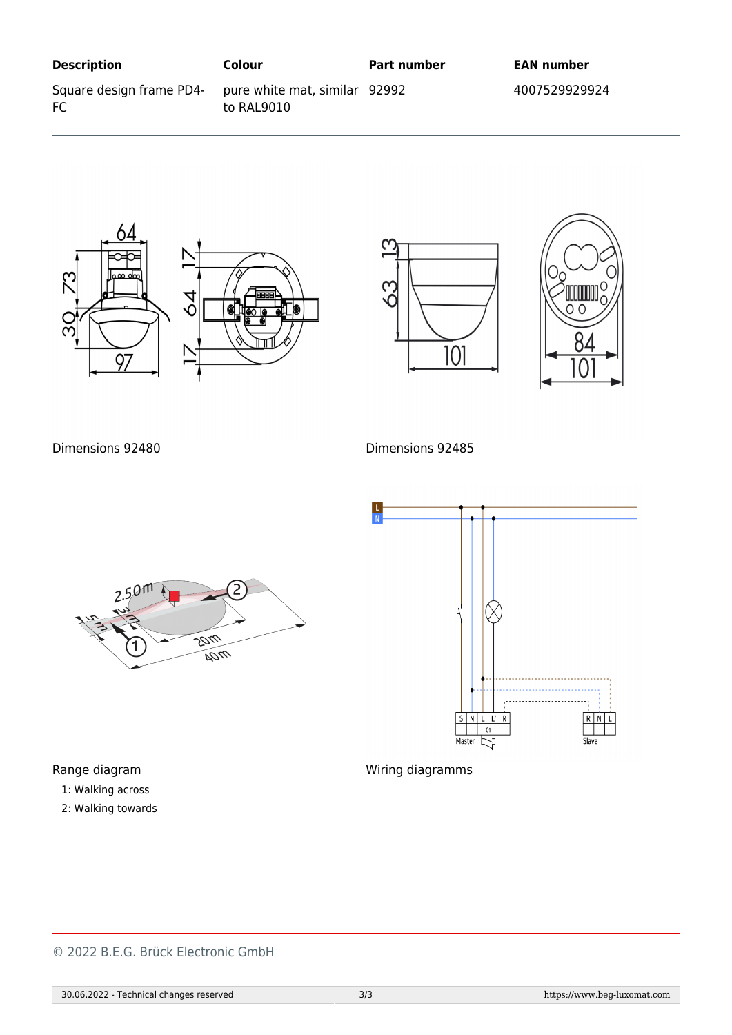| Description | Colour | Part number | EAN number |
| --- | --- | --- | --- |
| Square design frame PD4-FC | pure white mat, similar to RAL9010 | 92992 | 4007529929924 |

64
73
30
97
17
64
17

Dimensions 92480

13
63
101
84
101

Dimensions 92485

2,50m
5m
3m
20m
40m

Range diagram

1: Walking across
2: Walking towards

L
N
S N L L' R
C1
Master
R N L
Slave

Wiring diagramms

© 2022 B.E.G. Brück Electronic GmbH

30.06.2022 - Technical changes reserved

https://www.beg-luxomat.com